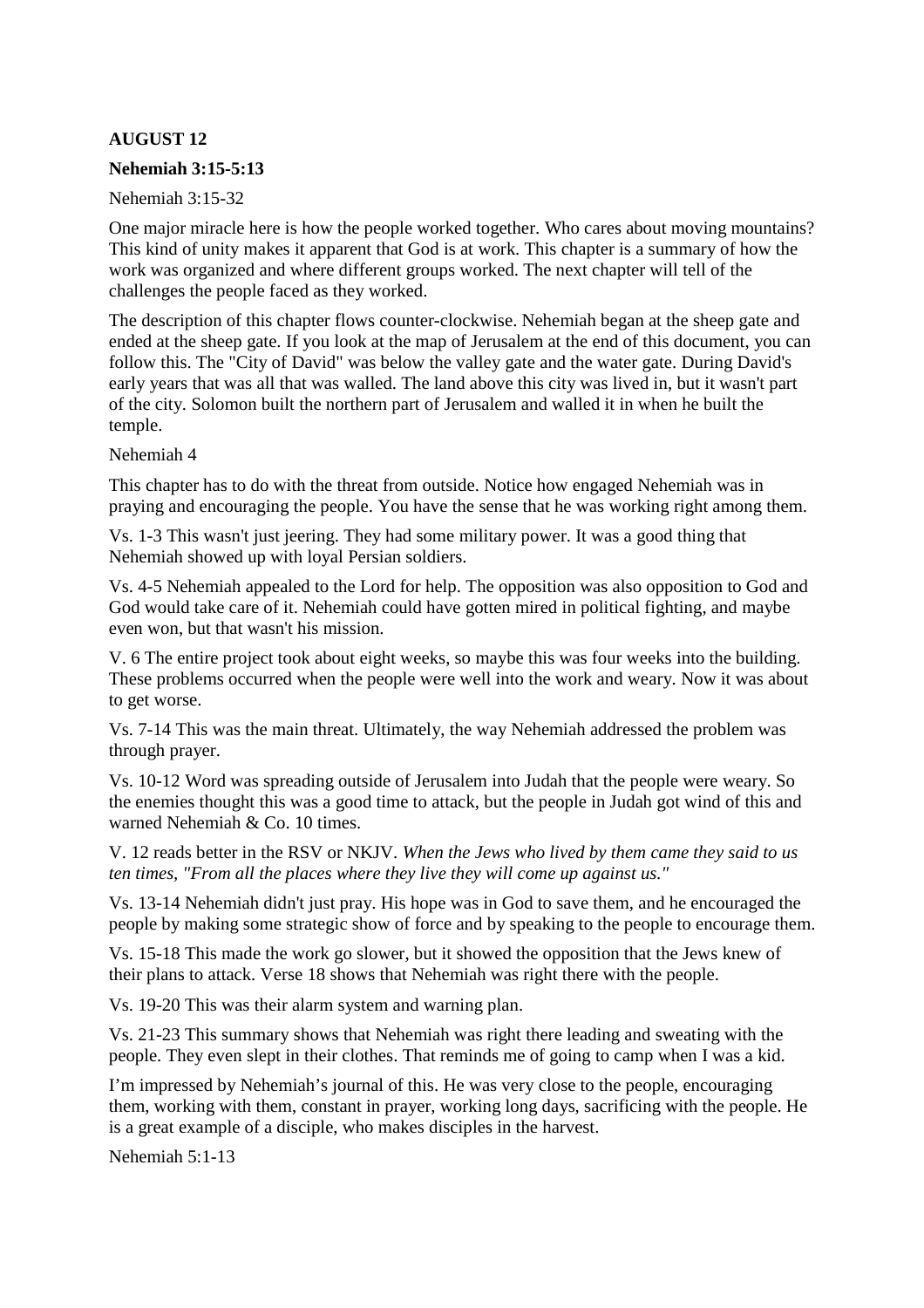**AUGUST 12**

**Nehemiah 3:15-5:13**

Nehemiah 3:15-32

One major miracle here is how the people worked together. Who cares about moving mountains? This kind of unity makes it apparent that God is at work. This chapter is a summary of how the work was organized and where different groups worked. The next chapter will tell of the challenges the people faced as they worked.

The description of this chapter flows counter-clockwise. Nehemiah began at the sheep gate and ended at the sheep gate. If you look at the map of Jerusalem at the end of this document, you can follow this. The "City of David" was below the valley gate and the water gate. During David's early years that was all that was walled. The land above this city was lived in, but it wasn't part of the city. Solomon built the northern part of Jerusalem and walled it in when he built the temple.

Nehemiah 4

This chapter has to do with the threat from outside. Notice how engaged Nehemiah was in praying and encouraging the people. You have the sense that he was working right among them.

Vs. 1-3 This wasn't just jeering. They had some military power. It was a good thing that Nehemiah showed up with loyal Persian soldiers.

Vs. 4-5 Nehemiah appealed to the Lord for help. The opposition was also opposition to God and God would take care of it. Nehemiah could have gotten mired in political fighting, and maybe even won, but that wasn't his mission.

V. 6 The entire project took about eight weeks, so maybe this was four weeks into the building. These problems occurred when the people were well into the work and weary. Now it was about to get worse.

Vs. 7-14 This was the main threat. Ultimately, the way Nehemiah addressed the problem was through prayer.

Vs. 10-12 Word was spreading outside of Jerusalem into Judah that the people were weary. So the enemies thought this was a good time to attack, but the people in Judah got wind of this and warned Nehemiah & Co. 10 times.

V. 12 reads better in the RSV or NKJV. *When the Jews who lived by them came they said to us ten times, "From all the places where they live they will come up against us."*

Vs. 13-14 Nehemiah didn't just pray. His hope was in God to save them, and he encouraged the people by making some strategic show of force and by speaking to the people to encourage them.

Vs. 15-18 This made the work go slower, but it showed the opposition that the Jews knew of their plans to attack. Verse 18 shows that Nehemiah was right there with the people.

Vs. 19-20 This was their alarm system and warning plan.

Vs. 21-23 This summary shows that Nehemiah was right there leading and sweating with the people. They even slept in their clothes. That reminds me of going to camp when I was a kid.

I'm impressed by Nehemiah's journal of this. He was very close to the people, encouraging them, working with them, constant in prayer, working long days, sacrificing with the people. He is a great example of a disciple, who makes disciples in the harvest.

Nehemiah 5:1-13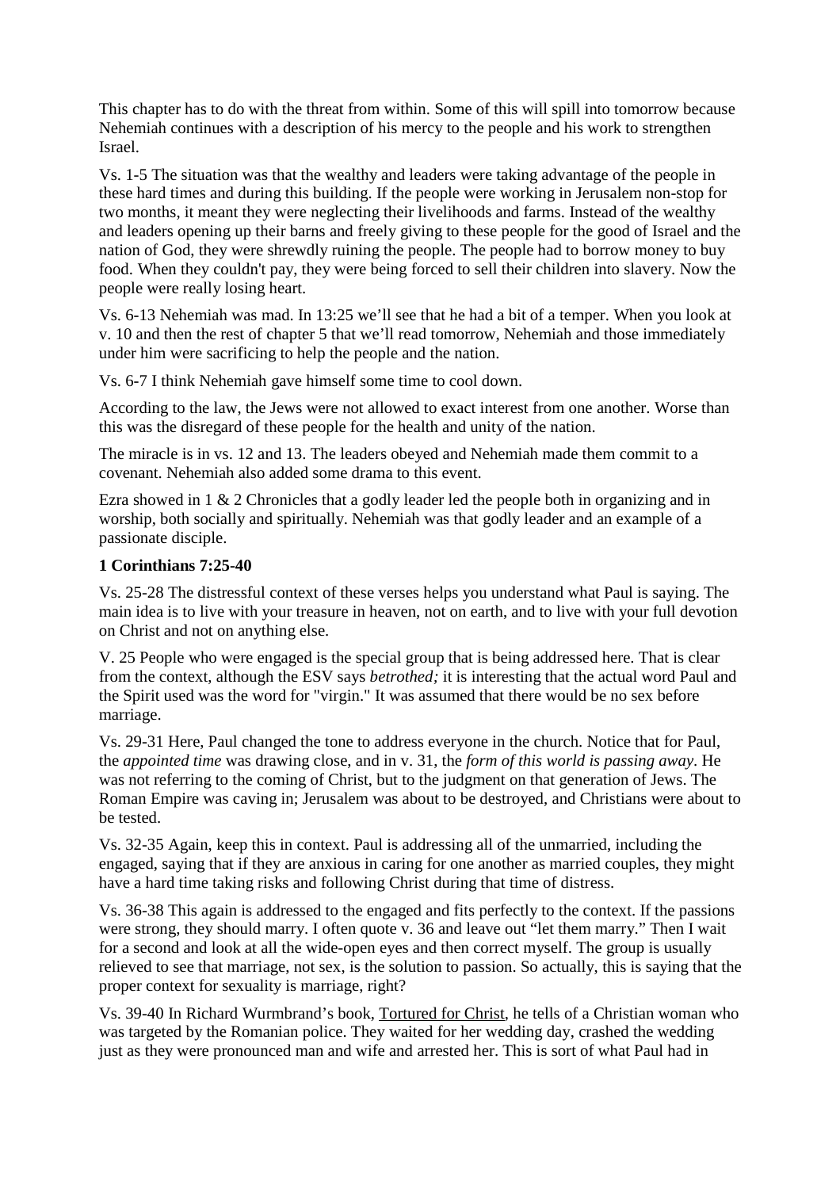This chapter has to do with the threat from within. Some of this will spill into tomorrow because Nehemiah continues with a description of his mercy to the people and his work to strengthen Israel.

Vs. 1-5 The situation was that the wealthy and leaders were taking advantage of the people in these hard times and during this building. If the people were working in Jerusalem non-stop for two months, it meant they were neglecting their livelihoods and farms. Instead of the wealthy and leaders opening up their barns and freely giving to these people for the good of Israel and the nation of God, they were shrewdly ruining the people. The people had to borrow money to buy food. When they couldn't pay, they were being forced to sell their children into slavery. Now the people were really losing heart.

Vs. 6-13 Nehemiah was mad. In 13:25 we'll see that he had a bit of a temper. When you look at v. 10 and then the rest of chapter 5 that we'll read tomorrow, Nehemiah and those immediately under him were sacrificing to help the people and the nation.

Vs. 6-7 I think Nehemiah gave himself some time to cool down.

According to the law, the Jews were not allowed to exact interest from one another. Worse than this was the disregard of these people for the health and unity of the nation.

The miracle is in vs. 12 and 13. The leaders obeyed and Nehemiah made them commit to a covenant. Nehemiah also added some drama to this event.

Ezra showed in 1 & 2 Chronicles that a godly leader led the people both in organizing and in worship, both socially and spiritually. Nehemiah was that godly leader and an example of a passionate disciple.

**1 Corinthians 7:25-40**

Vs. 25-28 The distressful context of these verses helps you understand what Paul is saying. The main idea is to live with your treasure in heaven, not on earth, and to live with your full devotion on Christ and not on anything else.

V. 25 People who were engaged is the special group that is being addressed here. That is clear from the context, although the ESV says *betrothed;* it is interesting that the actual word Paul and the Spirit used was the word for "virgin." It was assumed that there would be no sex before marriage.

Vs. 29-31 Here, Paul changed the tone to address everyone in the church. Notice that for Paul, the *appointed time* was drawing close, and in v. 31, the *form of this world is passing away*. He was not referring to the coming of Christ, but to the judgment on that generation of Jews. The Roman Empire was caving in; Jerusalem was about to be destroyed, and Christians were about to be tested.

Vs. 32-35 Again, keep this in context. Paul is addressing all of the unmarried, including the engaged, saying that if they are anxious in caring for one another as married couples, they might have a hard time taking risks and following Christ during that time of distress.

Vs. 36-38 This again is addressed to the engaged and fits perfectly to the context. If the passions were strong, they should marry. I often quote v. 36 and leave out "let them marry." Then I wait for a second and look at all the wide-open eyes and then correct myself. The group is usually relieved to see that marriage, not sex, is the solution to passion. So actually, this is saying that the proper context for sexuality is marriage, right?

Vs. 39-40 In Richard Wurmbrand's book, Tortured for Christ, he tells of a Christian woman who was targeted by the Romanian police. They waited for her wedding day, crashed the wedding just as they were pronounced man and wife and arrested her. This is sort of what Paul had in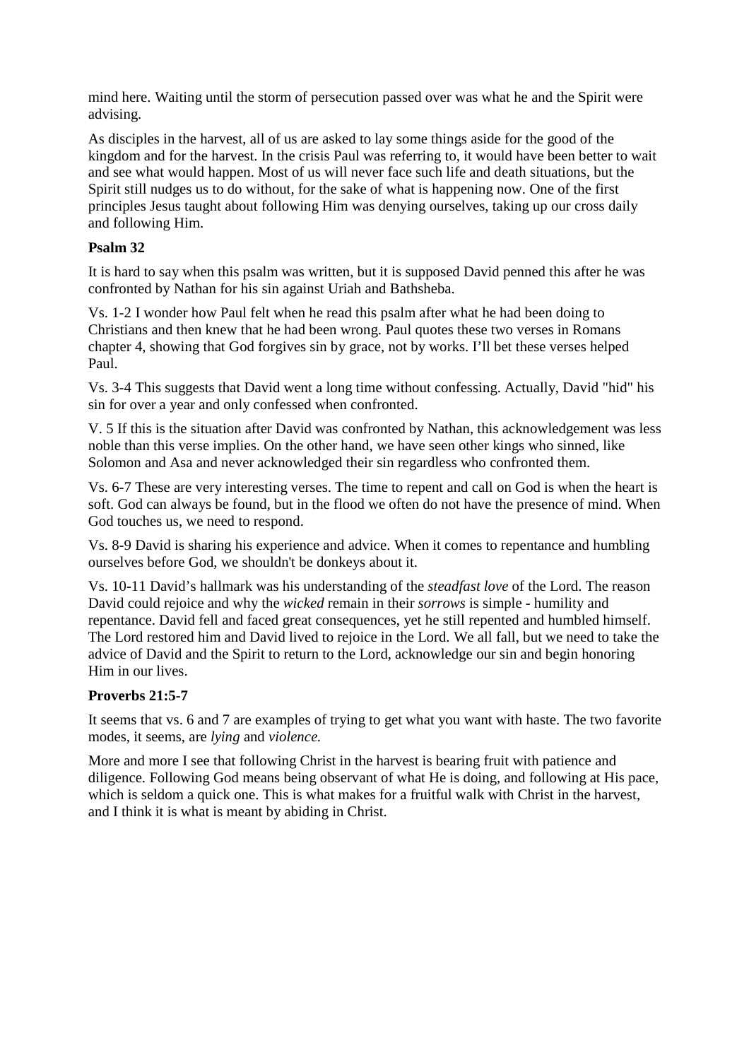mind here. Waiting until the storm of persecution passed over was what he and the Spirit were advising.

As disciples in the harvest, all of us are asked to lay some things aside for the good of the kingdom and for the harvest. In the crisis Paul was referring to, it would have been better to wait and see what would happen. Most of us will never face such life and death situations, but the Spirit still nudges us to do without, for the sake of what is happening now. One of the first principles Jesus taught about following Him was denying ourselves, taking up our cross daily and following Him.

**Psalm 32**

It is hard to say when this psalm was written, but it is supposed David penned this after he was confronted by Nathan for his sin against Uriah and Bathsheba.

Vs. 1-2 I wonder how Paul felt when he read this psalm after what he had been doing to Christians and then knew that he had been wrong. Paul quotes these two verses in Romans chapter 4, showing that God forgives sin by grace, not by works. I'll bet these verses helped Paul.

Vs. 3-4 This suggests that David went a long time without confessing. Actually, David "hid" his sin for over a year and only confessed when confronted.

V. 5 If this is the situation after David was confronted by Nathan, this acknowledgement was less noble than this verse implies. On the other hand, we have seen other kings who sinned, like Solomon and Asa and never acknowledged their sin regardless who confronted them.

Vs. 6-7 These are very interesting verses. The time to repent and call on God is when the heart is soft. God can always be found, but in the flood we often do not have the presence of mind. When God touches us, we need to respond.

Vs. 8-9 David is sharing his experience and advice. When it comes to repentance and humbling ourselves before God, we shouldn't be donkeys about it.

Vs. 10-11 David's hallmark was his understanding of the *steadfast love* of the Lord. The reason David could rejoice and why the *wicked* remain in their *sorrows* is simple - humility and repentance. David fell and faced great consequences, yet he still repented and humbled himself. The Lord restored him and David lived to rejoice in the Lord. We all fall, but we need to take the advice of David and the Spirit to return to the Lord, acknowledge our sin and begin honoring Him in our lives.

**Proverbs 21:5-7**

It seems that vs. 6 and 7 are examples of trying to get what you want with haste. The two favorite modes, it seems, are *lying* and *violence.*

More and more I see that following Christ in the harvest is bearing fruit with patience and diligence. Following God means being observant of what He is doing, and following at His pace, which is seldom a quick one. This is what makes for a fruitful walk with Christ in the harvest, and I think it is what is meant by abiding in Christ.